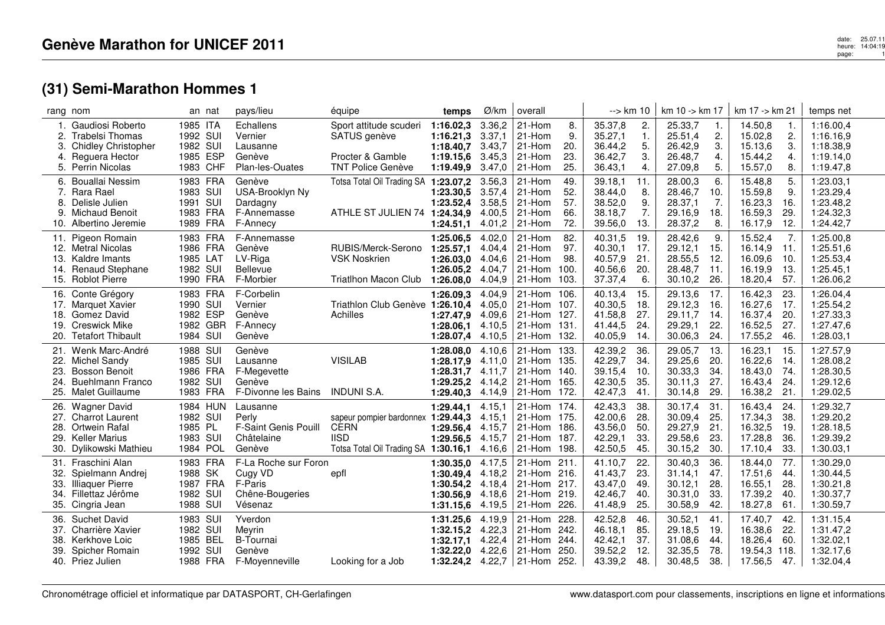# Genève Marathon for UNICEF 2011

## (31) Semi-Marathon Hommes 1

| rang | nom | an | nat | pays/lieu | équipe | temps | Ø/km | overall | | --> km 10 | | km 10 -> km 17 | | km 17 -> km 21 | | temps net |
|---|---|---|---|---|---|---|---|---|---|---|---|---|---|---|---|---|
| 1. | Gaudiosi Roberto | 1985 | ITA | Echallens | Sport attitude scuderi | **1:16.02,3** | 3.36,2 | 21-Hom | 8. | 35.37,8 | 2. | 25.33,7 | 1. | 14.50,8 | 1. | 1:16.00,4 |
| 2. | Trabelsi Thomas | 1992 | SUI | Vernier | SATUS genève | **1:16.21,3** | 3.37,1 | 21-Hom | 9. | 35.27,1 | 1. | 25.51,4 | 2. | 15.02,8 | 2. | 1:16.16,9 |
| 3. | Chidley Christopher | 1982 | SUI | Lausanne | | **1:18.40,7** | 3.43,7 | 21-Hom | 20. | 36.44,2 | 5. | 26.42,9 | 3. | 15.13,6 | 3. | 1:18.38,9 |
| 4. | Reguera Hector | 1985 | ESP | Genève | Procter & Gamble | **1:19.15,6** | 3.45,3 | 21-Hom | 23. | 36.42,7 | 3. | 26.48,7 | 4. | 15.44,2 | 4. | 1:19.14,0 |
| 5. | Perrin Nicolas | 1983 | CHF | Plan-les-Ouates | TNT Police Genève | **1:19.49,9** | 3.47,0 | 21-Hom | 25. | 36.43,1 | 4. | 27.09,8 | 5. | 15.57,0 | 8. | 1:19.47,8 |
| 6. | Bouallai Nessim | 1983 | FRA | Genève | Totsa Total Oil Trading SA | **1:23.07,2** | 3.56,3 | 21-Hom | 49. | 39.18,1 | 11. | 28.00,3 | 6. | 15.48,8 | 5. | 1:23.03,1 |
| 7. | Rara Rael | 1983 | SUI | USA-Brooklyn Ny | | **1:23.30,5** | 3.57,4 | 21-Hom | 52. | 38.44,0 | 8. | 28.46,7 | 10. | 15.59,8 | 9. | 1:23.29,4 |
| 8. | Delisle Julien | 1991 | SUI | Dardagny | | **1:23.52,4** | 3.58,5 | 21-Hom | 57. | 38.52,0 | 9. | 28.37,1 | 7. | 16.23,3 | 16. | 1:23.48,2 |
| 9. | Michaud Benoit | 1983 | FRA | F-Annemasse | ATHLE ST JULIEN 74 | **1:24.34,9** | 4.00,5 | 21-Hom | 66. | 38.18,7 | 7. | 29.16,9 | 18. | 16.59,3 | 29. | 1:24.32,3 |
| 10. | Albertino Jeremie | 1989 | FRA | F-Annecy | | **1:24.51,1** | 4.01,2 | 21-Hom | 72. | 39.56,0 | 13. | 28.37,2 | 8. | 16.17,9 | 12. | 1:24.42,7 |
| 11. | Pigeon Romain | 1983 | FRA | F-Annemasse | | **1:25.06,5** | 4.02,0 | 21-Hom | 82. | 40.31,5 | 19. | 28.42,6 | 9. | 15.52,4 | 7. | 1:25.00,8 |
| 12. | Metral Nicolas | 1986 | FRA | Genève | RUBIS/Merck-Serono | **1:25.57,1** | 4.04,4 | 21-Hom | 97. | 40.30,1 | 17. | 29.12,1 | 15. | 16.14,9 | 11. | 1:25.51,6 |
| 13. | Kaldre Imants | 1985 | LAT | LV-Riga | VSK Noskrien | **1:26.03,0** | 4.04,6 | 21-Hom | 98. | 40.57,9 | 21. | 28.55,5 | 12. | 16.09,6 | 10. | 1:25.53,4 |
| 14. | Renaud Stephane | 1982 | SUI | Bellevue | | **1:26.05,2** | 4.04,7 | 21-Hom | 100. | 40.56,6 | 20. | 28.48,7 | 11. | 16.19,9 | 13. | 1:25.45,1 |
| 15. | Roblot Pierre | 1990 | FRA | F-Morbier | Triatlhon Macon Club | **1:26.08,0** | 4.04,9 | 21-Hom | 103. | 37.37,4 | 6. | 30.10,2 | 26. | 18.20,4 | 57. | 1:26.06,2 |
| 16. | Conte Grégory | 1983 | FRA | F-Corbelin | | **1:26.09,3** | 4.04,9 | 21-Hom | 106. | 40.13,4 | 15. | 29.13,6 | 17. | 16.42,3 | 23. | 1:26.04,4 |
| 17. | Marquet Xavier | 1990 | SUI | Vernier | Triathlon Club Genève | **1:26.10,4** | 4.05,0 | 21-Hom | 107. | 40.30,5 | 18. | 29.12,3 | 16. | 16.27,6 | 17. | 1:25.54,2 |
| 18. | Gomez David | 1982 | ESP | Genève | Achilles | **1:27.47,9** | 4.09,6 | 21-Hom | 127. | 41.58,8 | 27. | 29.11,7 | 14. | 16.37,4 | 20. | 1:27.33,3 |
| 19. | Creswick Mike | 1982 | GBR | F-Annecy | | **1:28.06,1** | 4.10,5 | 21-Hom | 131. | 41.44,5 | 24. | 29.29,1 | 22. | 16.52,5 | 27. | 1:27.47,6 |
| 20. | Tetafort Thibault | 1984 | SUI | Genève | | **1:28.07,4** | 4.10,5 | 21-Hom | 132. | 40.05,9 | 14. | 30.06,3 | 24. | 17.55,2 | 46. | 1:28.03,1 |
| 21. | Wenk Marc-André | 1988 | SUI | Genève | | **1:28.08,0** | 4.10,6 | 21-Hom | 133. | 42.39,2 | 36. | 29.05,7 | 13. | 16.23,1 | 15. | 1:27.57,9 |
| 22. | Michel Sandy | 1985 | SUI | Lausanne | VISILAB | **1:28.17,9** | 4.11,0 | 21-Hom | 135. | 42.29,7 | 34. | 29.25,6 | 20. | 16.22,6 | 14. | 1:28.08,2 |
| 23. | Bosson Benoit | 1986 | FRA | F-Megevette | | **1:28.31,7** | 4.11,7 | 21-Hom | 140. | 39.15,4 | 10. | 30.33,3 | 34. | 18.43,0 | 74. | 1:28.30,5 |
| 24. | Buehlmann Franco | 1982 | SUI | Genève | | **1:29.25,2** | 4.14,2 | 21-Hom | 165. | 42.30,5 | 35. | 30.11,3 | 27. | 16.43,4 | 24. | 1:29.12,6 |
| 25. | Malet Guillaume | 1983 | FRA | F-Divonne les Bains | INDUNI S.A. | **1:29.40,3** | 4.14,9 | 21-Hom | 172. | 42.47,3 | 41. | 30.14,8 | 29. | 16.38,2 | 21. | 1:29.02,5 |
| 26. | Wagner David | 1984 | HUN | Lausanne | | **1:29.44,1** | 4.15,1 | 21-Hom | 174. | 42.43,3 | 38. | 30.17,4 | 31. | 16.43,4 | 24. | 1:29.32,7 |
| 27. | Charrot Laurent | 1982 | SUI | Perly | sapeur pompier bardonnex | **1:29.44,3** | 4.15,1 | 21-Hom | 175. | 42.00,6 | 28. | 30.09,4 | 25. | 17.34,3 | 38. | 1:29.20,2 |
| 28. | Ortwein Rafal | 1985 | PL | F-Saint Genis Pouill | CERN | **1:29.56,4** | 4.15,7 | 21-Hom | 186. | 43.56,0 | 50. | 29.27,9 | 21. | 16.32,5 | 19. | 1:28.18,5 |
| 29. | Keller Marius | 1983 | SUI | Châtelaine | IISD | **1:29.56,5** | 4.15,7 | 21-Hom | 187. | 42.29,1 | 33. | 29.58,6 | 23. | 17.28,8 | 36. | 1:29.39,2 |
| 30. | Dylikowski Mathieu | 1984 | POL | Genève | Totsa Total Oil Trading SA | **1:30.16,1** | 4.16,6 | 21-Hom | 198. | 42.50,5 | 45. | 30.15,2 | 30. | 17.10,4 | 33. | 1:30.03,1 |
| 31. | Fraschini Alan | 1983 | FRA | F-La Roche sur Foron | | **1:30.35,0** | 4.17,5 | 21-Hom | 211. | 41.10,7 | 22. | 30.40,3 | 36. | 18.44,0 | 77. | 1:30.29,0 |
| 32. | Spielmann Andrej | 1988 | SK | Cugy VD | epfl | **1:30.49,4** | 4.18,2 | 21-Hom | 216. | 41.43,7 | 23. | 31.14,1 | 47. | 17.51,6 | 44. | 1:30.44,5 |
| 33. | Illiaquer Pierre | 1987 | FRA | F-Paris | | **1:30.54,2** | 4.18,4 | 21-Hom | 217. | 43.47,0 | 49. | 30.12,1 | 28. | 16.55,1 | 28. | 1:30.21,8 |
| 34. | Fillettaz Jérôme | 1982 | SUI | Chêne-Bougeries | | **1:30.56,9** | 4.18,6 | 21-Hom | 219. | 42.46,7 | 40. | 30.31,0 | 33. | 17.39,2 | 40. | 1:30.37,7 |
| 35. | Cingria Jean | 1988 | SUI | Vésenaz | | **1:31.15,6** | 4.19,5 | 21-Hom | 226. | 41.48,9 | 25. | 30.58,9 | 42. | 18.27,8 | 61. | 1:30.59,7 |
| 36. | Suchet David | 1983 | SUI | Yverdon | | **1:31.25,6** | 4.19,9 | 21-Hom | 228. | 42.52,8 | 46. | 30.52,1 | 41. | 17.40,7 | 42. | 1:31.15,4 |
| 37. | Charrière Xavier | 1982 | SUI | Meyrin | | **1:32.15,2** | 4.22,3 | 21-Hom | 242. | 46.18,1 | 85. | 29.18,5 | 19. | 16.38,6 | 22. | 1:31.47,2 |
| 38. | Kerkhove Loic | 1985 | BEL | B-Tournai | | **1:32.17,1** | 4.22,4 | 21-Hom | 244. | 42.42,1 | 37. | 31.08,6 | 44. | 18.26,4 | 60. | 1:32.02,1 |
| 39. | Spicher Romain | 1992 | SUI | Genève | | **1:32.22,0** | 4.22,6 | 21-Hom | 250. | 39.52,2 | 12. | 32.35,5 | 78. | 19.54,3 | 118. | 1:32.17,6 |
| 40. | Priez Julien | 1988 | FRA | F-Moyenneville | Looking for a Job | **1:32.24,2** | 4.22,7 | 21-Hom | 252. | 43.39,2 | 48. | 30.48,5 | 38. | 17.56,5 | 47. | 1:32.04,4 |

Chronométrage officiel et informatique par DATASPORT, CH-Gerlafingen

www.datasport.com pour classements, inscriptions en ligne et informations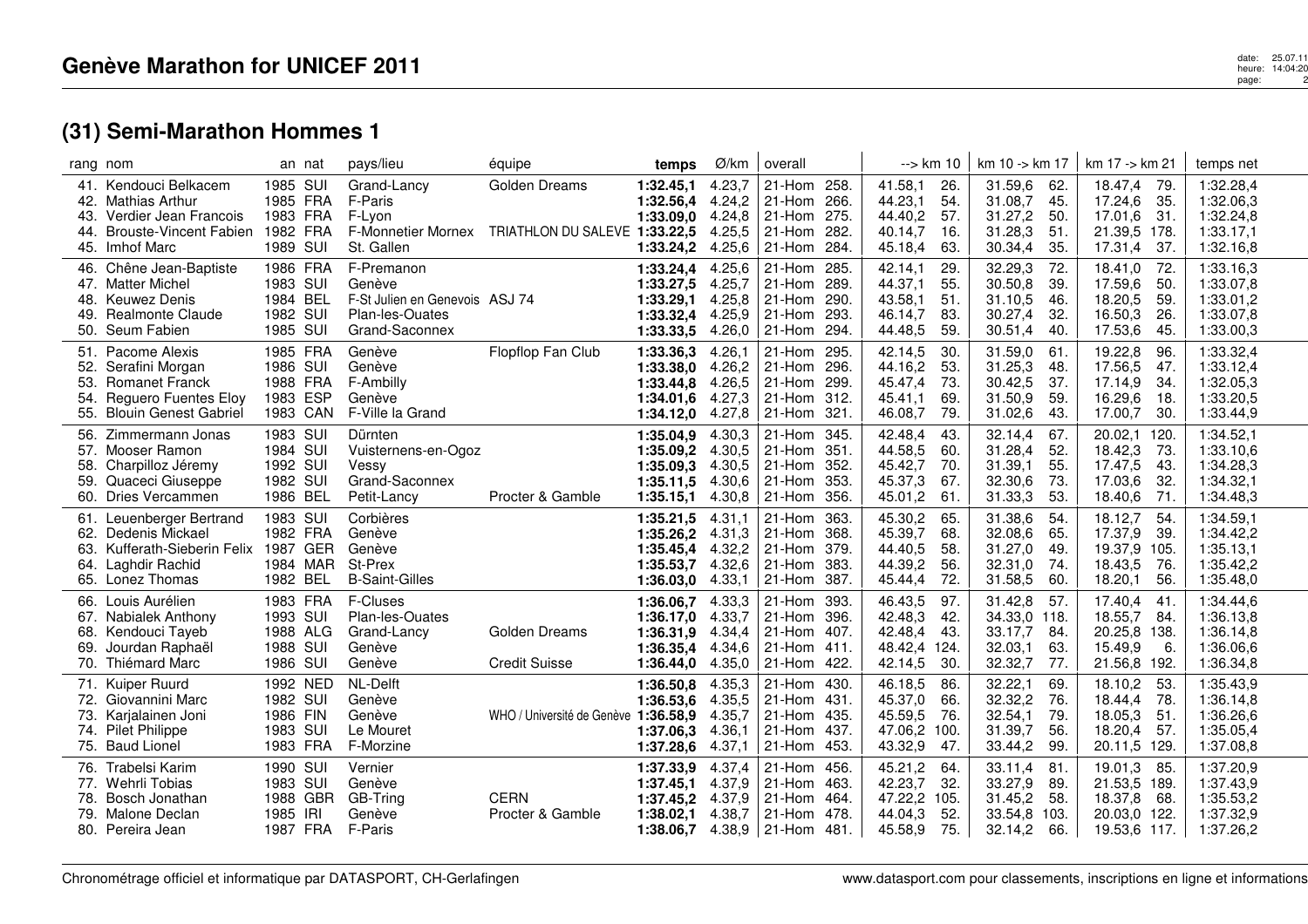## Genève Marathon for UNICEF 2011

## (31) Semi-Marathon Hommes 1

| rang | nom | an | nat | pays/lieu | équipe | temps | Ø/km | overall | | --> km 10 | | km 10 -> km 17 | | km 17 -> km 21 | | temps net |
|---|---|---|---|---|---|---|---|---|---|---|---|---|---|---|---|---|
| 41. | Kendouci Belkacem | 1985 | SUI | Grand-Lancy | Golden Dreams | **1:32.45,1** | 4.23,7 | 21-Hom | 258. | 41.58,1 | 26. | 31.59,6 | 62. | 18.47,4 | 79. | 1:32.28,4 |
| 42. | Mathias Arthur | 1985 | FRA | F-Paris | | **1:32.56,4** | 4.24,2 | 21-Hom | 266. | 44.23,1 | 54. | 31.08,7 | 45. | 17.24,6 | 35. | 1:32.06,3 |
| 43. | Verdier Jean Francois | 1983 | FRA | F-Lyon | | **1:33.09,0** | 4.24,8 | 21-Hom | 275. | 44.40,2 | 57. | 31.27,2 | 50. | 17.01,6 | 31. | 1:32.24,8 |
| 44. | Brouste-Vincent Fabien | 1982 | FRA | F-Monnetier Mornex | TRIATHLON DU SALEVE | **1:33.22,5** | 4.25,5 | 21-Hom | 282. | 40.14,7 | 16. | 31.28,3 | 51. | 21.39,5 | 178. | 1:33.17,1 |
| 45. | Imhof Marc | 1989 | SUI | St. Gallen | | **1:33.24,2** | 4.25,6 | 21-Hom | 284. | 45.18,4 | 63. | 30.34,4 | 35. | 17.31,4 | 37. | 1:32.16,8 |
| 46. | Chêne Jean-Baptiste | 1986 | FRA | F-Premanon | | **1:33.24,4** | 4.25,6 | 21-Hom | 285. | 42.14,1 | 29. | 32.29,3 | 72. | 18.41,0 | 72. | 1:33.16,3 |
| 47. | Matter Michel | 1983 | SUI | Genève | | **1:33.27,5** | 4.25,7 | 21-Hom | 289. | 44.37,1 | 55. | 30.50,8 | 39. | 17.59,6 | 50. | 1:33.07,8 |
| 48. | Keuwez Denis | 1984 | BEL | F-St Julien en Genevois | ASJ 74 | **1:33.29,1** | 4.25,8 | 21-Hom | 290. | 43.58,1 | 51. | 31.10,5 | 46. | 18.20,5 | 59. | 1:33.01,2 |
| 49. | Realmonte Claude | 1982 | SUI | Plan-les-Ouates | | **1:33.32,4** | 4.25,9 | 21-Hom | 293. | 46.14,7 | 83. | 30.27,4 | 32. | 16.50,3 | 26. | 1:33.07,8 |
| 50. | Seum Fabien | 1985 | SUI | Grand-Saconnex | | **1:33.33,5** | 4.26,0 | 21-Hom | 294. | 44.48,5 | 59. | 30.51,4 | 40. | 17.53,6 | 45. | 1:33.00,3 |
| 51. | Pacome Alexis | 1985 | FRA | Genève | Flopflop Fan Club | **1:33.36,3** | 4.26,1 | 21-Hom | 295. | 42.14,5 | 30. | 31.59,0 | 61. | 19.22,8 | 96. | 1:33.32,4 |
| 52. | Serafini Morgan | 1986 | SUI | Genève | | **1:33.38,0** | 4.26,2 | 21-Hom | 296. | 44.16,2 | 53. | 31.25,3 | 48. | 17.56,5 | 47. | 1:33.12,4 |
| 53. | Romanet Franck | 1988 | FRA | F-Ambilly | | **1:33.44,8** | 4.26,5 | 21-Hom | 299. | 45.47,4 | 73. | 30.42,5 | 37. | 17.14,9 | 34. | 1:32.05,3 |
| 54. | Reguero Fuentes Eloy | 1983 | ESP | Genève | | **1:34.01,6** | 4.27,3 | 21-Hom | 312. | 45.41,1 | 69. | 31.50,9 | 59. | 16.29,6 | 18. | 1:33.20,5 |
| 55. | Blouin Genest Gabriel | 1983 | CAN | F-Ville la Grand | | **1:34.12,0** | 4.27,8 | 21-Hom | 321. | 46.08,7 | 79. | 31.02,6 | 43. | 17.00,7 | 30. | 1:33.44,9 |
| 56. | Zimmermann Jonas | 1983 | SUI | Dürnten | | **1:35.04,9** | 4.30,3 | 21-Hom | 345. | 42.48,4 | 43. | 32.14,4 | 67. | 20.02,1 | 120. | 1:34.52,1 |
| 57. | Mooser Ramon | 1984 | SUI | Vuisternens-en-Ogoz | | **1:35.09,2** | 4.30,5 | 21-Hom | 351. | 44.58,5 | 60. | 31.28,4 | 52. | 18.42,3 | 73. | 1:33.10,6 |
| 58. | Charpilloz Jéremy | 1992 | SUI | Vessy | | **1:35.09,3** | 4.30,5 | 21-Hom | 352. | 45.42,7 | 70. | 31.39,1 | 55. | 17.47,5 | 43. | 1:34.28,3 |
| 59. | Quaceci Giuseppe | 1982 | SUI | Grand-Saconnex | | **1:35.11,5** | 4.30,6 | 21-Hom | 353. | 45.37,3 | 67. | 32.30,6 | 73. | 17.03,6 | 32. | 1:34.32,1 |
| 60. | Dries Vercammen | 1986 | BEL | Petit-Lancy | Procter & Gamble | **1:35.15,1** | 4.30,8 | 21-Hom | 356. | 45.01,2 | 61. | 31.33,3 | 53. | 18.40,6 | 71. | 1:34.48,3 |
| 61. | Leuenberger Bertrand | 1983 | SUI | Corbières | | **1:35.21,5** | 4.31,1 | 21-Hom | 363. | 45.30,2 | 65. | 31.38,6 | 54. | 18.12,7 | 54. | 1:34.59,1 |
| 62. | Dedenis Mickael | 1982 | FRA | Genève | | **1:35.26,2** | 4.31,3 | 21-Hom | 368. | 45.39,7 | 68. | 32.08,6 | 65. | 17.37,9 | 39. | 1:34.42,2 |
| 63. | Kufferath-Sieberin Felix | 1987 | GER | Genève | | **1:35.45,4** | 4.32,2 | 21-Hom | 379. | 44.40,5 | 58. | 31.27,0 | 49. | 19.37,9 | 105. | 1:35.13,1 |
| 64. | Laghdir Rachid | 1984 | MAR | St-Prex | | **1:35.53,7** | 4.32,6 | 21-Hom | 383. | 44.39,2 | 56. | 32.31,0 | 74. | 18.43,5 | 76. | 1:35.42,2 |
| 65. | Lonez Thomas | 1982 | BEL | B-Saint-Gilles | | **1:36.03,0** | 4.33,1 | 21-Hom | 387. | 45.44,4 | 72. | 31.58,5 | 60. | 18.20,1 | 56. | 1:35.48,0 |
| 66. | Louis Aurélien | 1983 | FRA | F-Cluses | | **1:36.06,7** | 4.33,3 | 21-Hom | 393. | 46.43,5 | 97. | 31.42,8 | 57. | 17.40,4 | 41. | 1:34.44,6 |
| 67. | Nabialek Anthony | 1993 | SUI | Plan-les-Ouates | | **1:36.17,0** | 4.33,7 | 21-Hom | 396. | 42.48,3 | 42. | 34.33,0 | 118. | 18.55,7 | 84. | 1:36.13,8 |
| 68. | Kendouci Tayeb | 1988 | ALG | Grand-Lancy | Golden Dreams | **1:36.31,9** | 4.34,4 | 21-Hom | 407. | 42.48,4 | 43. | 33.17,7 | 84. | 20.25,8 | 138. | 1:36.14,8 |
| 69. | Jourdan Raphaël | 1988 | SUI | Genève | | **1:36.35,4** | 4.34,6 | 21-Hom | 411. | 48.42,4 | 124. | 32.03,1 | 63. | 15.49,9 | 6. | 1:36.06,6 |
| 70. | Thiémard Marc | 1986 | SUI | Genève | Credit Suisse | **1:36.44,0** | 4.35,0 | 21-Hom | 422. | 42.14,5 | 30. | 32.32,7 | 77. | 21.56,8 | 192. | 1:36.34,8 |
| 71. | Kuiper Ruurd | 1992 | NED | NL-Delft | | **1:36.50,8** | 4.35,3 | 21-Hom | 430. | 46.18,5 | 86. | 32.22,1 | 69. | 18.10,2 | 53. | 1:35.43,9 |
| 72. | Giovannini Marc | 1982 | SUI | Genève | | **1:36.53,6** | 4.35,5 | 21-Hom | 431. | 45.37,0 | 66. | 32.32,2 | 76. | 18.44,4 | 78. | 1:36.14,8 |
| 73. | Karjalainen Joni | 1986 | FIN | Genève | WHO / Université de Genève | **1:36.58,9** | 4.35,7 | 21-Hom | 435. | 45.59,5 | 76. | 32.54,1 | 79. | 18.05,3 | 51. | 1:36.26,6 |
| 74. | Pilet Philippe | 1983 | SUI | Le Mouret | | **1:37.06,3** | 4.36,1 | 21-Hom | 437. | 47.06,2 | 100. | 31.39,7 | 56. | 18.20,4 | 57. | 1:35.05,4 |
| 75. | Baud Lionel | 1983 | FRA | F-Morzine | | **1:37.28,6** | 4.37,1 | 21-Hom | 453. | 43.32,9 | 47. | 33.44,2 | 99. | 20.11,5 | 129. | 1:37.08,8 |
| 76. | Trabelsi Karim | 1990 | SUI | Vernier | | **1:37.33,9** | 4.37,4 | 21-Hom | 456. | 45.21,2 | 64. | 33.11,4 | 81. | 19.01,3 | 85. | 1:37.20,9 |
| 77. | Wehrli Tobias | 1983 | SUI | Genève | | **1:37.45,1** | 4.37,9 | 21-Hom | 463. | 42.23,7 | 32. | 33.27,9 | 89. | 21.53,5 | 189. | 1:37.43,9 |
| 78. | Bosch Jonathan | 1988 | GBR | GB-Tring | CERN | **1:37.45,2** | 4.37,9 | 21-Hom | 464. | 47.22,2 | 105. | 31.45,2 | 58. | 18.37,8 | 68. | 1:35.53,2 |
| 79. | Malone Declan | 1985 | IRI | Genève | Procter & Gamble | **1:38.02,1** | 4.38,7 | 21-Hom | 478. | 44.04,3 | 52. | 33.54,8 | 103. | 20.03,0 | 122. | 1:37.32,9 |
| 80. | Pereira Jean | 1987 | FRA | F-Paris | | **1:38.06,7** | 4.38,9 | 21-Hom | 481. | 45.58,9 | 75. | 32.14,2 | 66. | 19.53,6 | 117. | 1:37.26,2 |

Chronométrage officiel et informatique par DATASPORT, CH-Gerlafingen

www.datasport.com pour classements, inscriptions en ligne et informations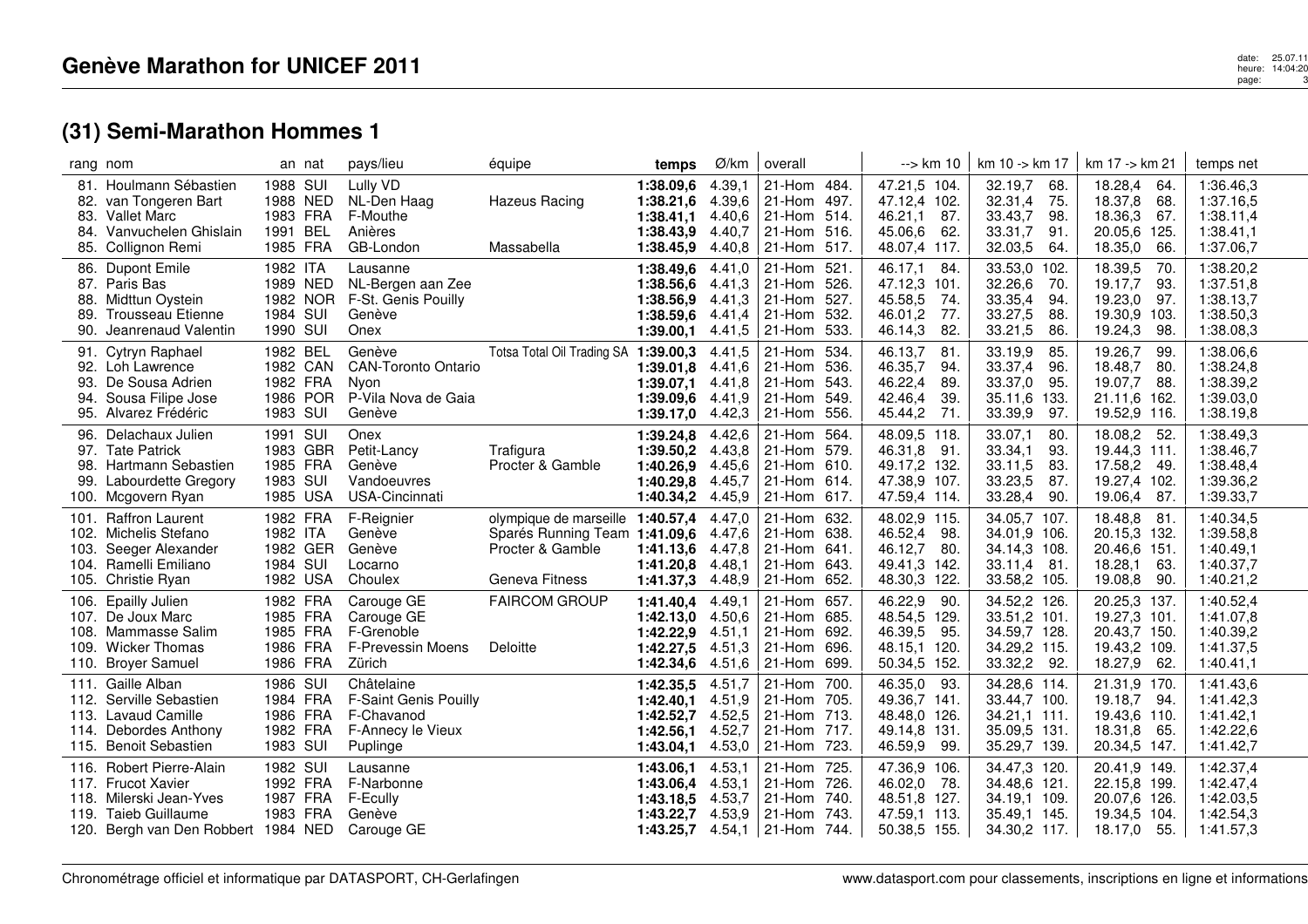## Genève Marathon for UNICEF 2011

# (31) Semi-Marathon Hommes 1

| rang | nom | an | nat | pays/lieu | équipe | temps | Ø/km | overall | --> km 10 | km 10 -> km 17 | km 17 -> km 21 | temps net |
|---|---|---|---|---|---|---|---|---|---|---|---|---|
| 81. | Houlmann Sébastien | 1988 | SUI | Lully VD | | **1:38.09,6** | 4.39,1 | 21-Hom 484. | 47.21,5 104. | 32.19,7 68. | 18.28,4 64. | 1:36.46,3 |
| 82. | van Tongeren Bart | 1988 | NED | NL-Den Haag | Hazeus Racing | **1:38.21,6** | 4.39,6 | 21-Hom 497. | 47.12,4 102. | 32.31,4 75. | 18.37,8 68. | 1:37.16,5 |
| 83. | Vallet Marc | 1983 | FRA | F-Mouthe | | **1:38.41,1** | 4.40,6 | 21-Hom 514. | 46.21,1 87. | 33.43,7 98. | 18.36,3 67. | 1:38.11,4 |
| 84. | Vanvuchelen Ghislain | 1991 | BEL | Anières | | **1:38.43,9** | 4.40,7 | 21-Hom 516. | 45.06,6 62. | 33.31,7 91. | 20.05,6 125. | 1:38.41,1 |
| 85. | Collignon Remi | 1985 | FRA | GB-London | Massabella | **1:38.45,9** | 4.40,8 | 21-Hom 517. | 48.07,4 117. | 32.03,5 64. | 18.35,0 66. | 1:37.06,7 |
| 86. | Dupont Emile | 1982 | ITA | Lausanne | | **1:38.49,6** | 4.41,0 | 21-Hom 521. | 46.17,1 84. | 33.53,0 102. | 18.39,5 70. | 1:38.20,2 |
| 87. | Paris Bas | 1989 | NED | NL-Bergen aan Zee | | **1:38.56,6** | 4.41,3 | 21-Hom 526. | 47.12,3 101. | 32.26,6 70. | 19.17,7 93. | 1:37.51,8 |
| 88. | Midttun Oystein | 1982 | NOR | F-St. Genis Pouilly | | **1:38.56,9** | 4.41,3 | 21-Hom 527. | 45.58,5 74. | 33.35,4 94. | 19.23,0 97. | 1:38.13,7 |
| 89. | Trousseau Etienne | 1984 | SUI | Genève | | **1:38.59,6** | 4.41,4 | 21-Hom 532. | 46.01,2 77. | 33.27,5 88. | 19.30,9 103. | 1:38.50,3 |
| 90. | Jeanrenaud Valentin | 1990 | SUI | Onex | | **1:39.00,1** | 4.41,5 | 21-Hom 533. | 46.14,3 82. | 33.21,5 86. | 19.24,3 98. | 1:38.08,3 |
| 91. | Cytryn Raphael | 1982 | BEL | Genève | Totsa Total Oil Trading SA | **1:39.00,3** | 4.41,5 | 21-Hom 534. | 46.13,7 81. | 33.19,9 85. | 19.26,7 99. | 1:38.06,6 |
| 92. | Loh Lawrence | 1982 | CAN | CAN-Toronto Ontario | | **1:39.01,8** | 4.41,6 | 21-Hom 536. | 46.35,7 94. | 33.37,4 96. | 18.48,7 80. | 1:38.24,8 |
| 93. | De Sousa Adrien | 1982 | FRA | Nyon | | **1:39.07,1** | 4.41,8 | 21-Hom 543. | 46.22,4 89. | 33.37,0 95. | 19.07,7 88. | 1:38.39,2 |
| 94. | Sousa Filipe Jose | 1986 | POR | P-Vila Nova de Gaia | | **1:39.09,6** | 4.41,9 | 21-Hom 549. | 42.46,4 39. | 35.11,6 133. | 21.11,6 162. | 1:39.03,0 |
| 95. | Alvarez Frédéric | 1983 | SUI | Genève | | **1:39.17,0** | 4.42,3 | 21-Hom 556. | 45.44,2 71. | 33.39,9 97. | 19.52,9 116. | 1:38.19,8 |
| 96. | Delachaux Julien | 1991 | SUI | Onex | | **1:39.24,8** | 4.42,6 | 21-Hom 564. | 48.09,5 118. | 33.07,1 80. | 18.08,2 52. | 1:38.49,3 |
| 97. | Tate Patrick | 1983 | GBR | Petit-Lancy | Trafigura | **1:39.50,2** | 4.43,8 | 21-Hom 579. | 46.31,8 91. | 33.34,1 93. | 19.44,3 111. | 1:38.46,7 |
| 98. | Hartmann Sebastien | 1985 | FRA | Genève | Procter & Gamble | **1:40.26,9** | 4.45,6 | 21-Hom 610. | 49.17,2 132. | 33.11,5 83. | 17.58,2 49. | 1:38.48,4 |
| 99. | Labourdette Gregory | 1983 | SUI | Vandoeuvres | | **1:40.29,8** | 4.45,7 | 21-Hom 614. | 47.38,9 107. | 33.23,5 87. | 19.27,4 102. | 1:39.36,2 |
| 100. | Mcgovern Ryan | 1985 | USA | USA-Cincinnati | | **1:40.34,2** | 4.45,9 | 21-Hom 617. | 47.59,4 114. | 33.28,4 90. | 19.06,4 87. | 1:39.33,7 |
| 101. | Raffron Laurent | 1982 | FRA | F-Reignier | olympique de marseille | **1:40.57,4** | 4.47,0 | 21-Hom 632. | 48.02,9 115. | 34.05,7 107. | 18.48,8 81. | 1:40.34,5 |
| 102. | Michelis Stefano | 1982 | ITA | Genève | Sparés Running Team | **1:41.09,6** | 4.47,6 | 21-Hom 638. | 46.52,4 98. | 34.01,9 106. | 20.15,3 132. | 1:39.58,8 |
| 103. | Seeger Alexander | 1982 | GER | Genève | Procter & Gamble | **1:41.13,6** | 4.47,8 | 21-Hom 641. | 46.12,7 80. | 34.14,3 108. | 20.46,6 151. | 1:40.49,1 |
| 104. | Ramelli Emiliano | 1984 | SUI | Locarno | | **1:41.20,8** | 4.48,1 | 21-Hom 643. | 49.41,3 142. | 33.11,4 81. | 18.28,1 63. | 1:40.37,7 |
| 105. | Christie Ryan | 1982 | USA | Choulex | Geneva Fitness | **1:41.37,3** | 4.48,9 | 21-Hom 652. | 48.30,3 122. | 33.58,2 105. | 19.08,8 90. | 1:40.21,2 |
| 106. | Epailly Julien | 1982 | FRA | Carouge GE | FAIRCOM GROUP | **1:41.40,4** | 4.49,1 | 21-Hom 657. | 46.22,9 90. | 34.52,2 126. | 20.25,3 137. | 1:40.52,4 |
| 107. | De Joux Marc | 1985 | FRA | Carouge GE | | **1:42.13,0** | 4.50,6 | 21-Hom 685. | 48.54,5 129. | 33.51,2 101. | 19.27,3 101. | 1:41.07,8 |
| 108. | Mammasse Salim | 1985 | FRA | F-Grenoble | | **1:42.22,9** | 4.51,1 | 21-Hom 692. | 46.39,5 95. | 34.59,7 128. | 20.43,7 150. | 1:40.39,2 |
| 109. | Wicker Thomas | 1986 | FRA | F-Prevessin Moens | Deloitte | **1:42.27,5** | 4.51,3 | 21-Hom 696. | 48.15,1 120. | 34.29,2 115. | 19.43,2 109. | 1:41.37,5 |
| 110. | Broyer Samuel | 1986 | FRA | Zürich | | **1:42.34,6** | 4.51,6 | 21-Hom 699. | 50.34,5 152. | 33.32,2 92. | 18.27,9 62. | 1:40.41,1 |
| 111. | Gaille Alban | 1986 | SUI | Châtelaine | | **1:42.35,5** | 4.51,7 | 21-Hom 700. | 46.35,0 93. | 34.28,6 114. | 21.31,9 170. | 1:41.43,6 |
| 112. | Serville Sebastien | 1984 | FRA | F-Saint Genis Pouilly | | **1:42.40,1** | 4.51,9 | 21-Hom 705. | 49.36,7 141. | 33.44,7 100. | 19.18,7 94. | 1:41.42,3 |
| 113. | Lavaud Camille | 1986 | FRA | F-Chavanod | | **1:42.52,7** | 4.52,5 | 21-Hom 713. | 48.48,0 126. | 34.21,1 111. | 19.43,6 110. | 1:41.42,1 |
| 114. | Debordes Anthony | 1982 | FRA | F-Annecy le Vieux | | **1:42.56,1** | 4.52,7 | 21-Hom 717. | 49.14,8 131. | 35.09,5 131. | 18.31,8 65. | 1:42.22,6 |
| 115. | Benoit Sebastien | 1983 | SUI | Puplinge | | **1:43.04,1** | 4.53,0 | 21-Hom 723. | 46.59,9 99. | 35.29,7 139. | 20.34,5 147. | 1:41.42,7 |
| 116. | Robert Pierre-Alain | 1982 | SUI | Lausanne | | **1:43.06,1** | 4.53,1 | 21-Hom 725. | 47.36,9 106. | 34.47,3 120. | 20.41,9 149. | 1:42.37,4 |
| 117. | Frucot Xavier | 1992 | FRA | F-Narbonne | | **1:43.06,4** | 4.53,1 | 21-Hom 726. | 46.02,0 78. | 34.48,6 121. | 22.15,8 199. | 1:42.47,4 |
| 118. | Milerski Jean-Yves | 1987 | FRA | F-Ecully | | **1:43.18,5** | 4.53,7 | 21-Hom 740. | 48.51,8 127. | 34.19,1 109. | 20.07,6 126. | 1:42.03,5 |
| 119. | Taieb Guillaume | 1983 | FRA | Genève | | **1:43.22,7** | 4.53,9 | 21-Hom 743. | 47.59,1 113. | 35.49,1 145. | 19.34,5 104. | 1:42.54,3 |
| 120. | Bergh van Den Robbert | 1984 | NED | Carouge GE | | **1:43.25,7** | 4.54,1 | 21-Hom 744. | 50.38,5 155. | 34.30,2 117. | 18.17,0 55. | 1:41.57,3 |

Chronométrage officiel et informatique par DATASPORT, CH-Gerlafingen

www.datasport.com pour classements, inscriptions en ligne et informations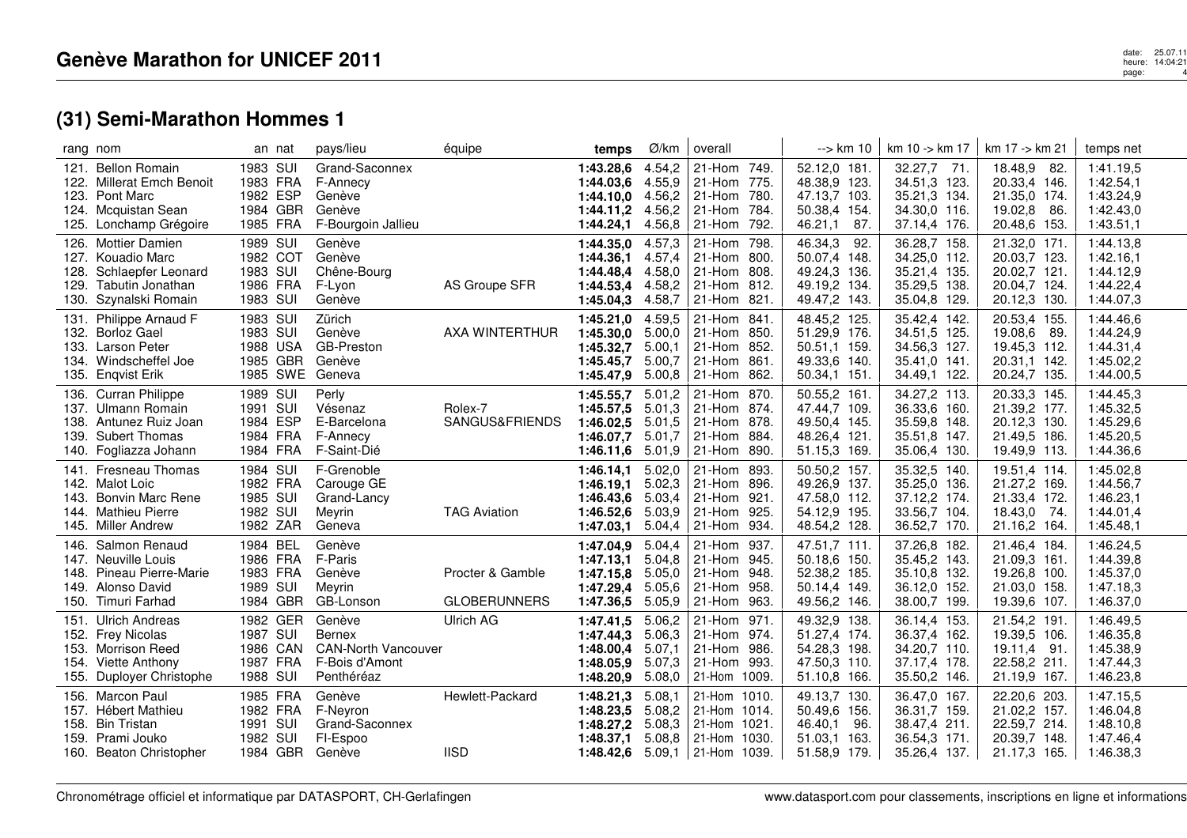# Genève Marathon for UNICEF 2011

## (31) Semi-Marathon Hommes 1

| rang | nom | an | nat | pays/lieu | équipe | temps | Ø/km | overall | --> km 10 | km 10 -> km 17 | km 17 -> km 21 | temps net |
|---|---|---|---|---|---|---|---|---|---|---|---|---|
| 121. | Bellon Romain | 1983 | SUI | Grand-Saconnex | | **1:43.28,6** | 4.54,2 | 21-Hom 749. | 52.12,0 181. | 32.27,7 71. | 18.48,9 82. | 1:41.19,5 |
| 122. | Millerat Emch Benoit | 1983 | FRA | F-Annecy | | **1:44.03,6** | 4.55,9 | 21-Hom 775. | 48.38,9 123. | 34.51,3 123. | 20.33,4 146. | 1:42.54,1 |
| 123. | Pont Marc | 1982 | ESP | Genève | | **1:44.10,0** | 4.56,2 | 21-Hom 780. | 47.13,7 103. | 35.21,3 134. | 21.35,0 174. | 1:43.24,9 |
| 124. | Mcquistan Sean | 1984 | GBR | Genève | | **1:44.11,2** | 4.56,2 | 21-Hom 784. | 50.38,4 154. | 34.30,0 116. | 19.02,8 86. | 1:42.43,0 |
| 125. | Lonchamp Grégoire | 1985 | FRA | F-Bourgoin Jallieu | | **1:44.24,1** | 4.56,8 | 21-Hom 792. | 46.21,1 87. | 37.14,4 176. | 20.48,6 153. | 1:43.51,1 |
| 126. | Mottier Damien | 1989 | SUI | Genève | | **1:44.35,0** | 4.57,3 | 21-Hom 798. | 46.34,3 92. | 36.28,7 158. | 21.32,0 171. | 1:44.13,8 |
| 127. | Kouadio Marc | 1982 | COT | Genève | | **1:44.36,1** | 4.57,4 | 21-Hom 800. | 50.07,4 148. | 34.25,0 112. | 20.03,7 123. | 1:42.16,1 |
| 128. | Schlaepfer Leonard | 1983 | SUI | Chêne-Bourg | | **1:44.48,4** | 4.58,0 | 21-Hom 808. | 49.24,3 136. | 35.21,4 135. | 20.02,7 121. | 1:44.12,9 |
| 129. | Tabutin Jonathan | 1986 | FRA | F-Lyon | AS Groupe SFR | **1:44.53,4** | 4.58,2 | 21-Hom 812. | 49.19,2 134. | 35.29,5 138. | 20.04,7 124. | 1:44.22,4 |
| 130. | Szynalski Romain | 1983 | SUI | Genève | | **1:45.04,3** | 4.58,7 | 21-Hom 821. | 49.47,2 143. | 35.04,8 129. | 20.12,3 130. | 1:44.07,3 |
| 131. | Philippe Arnaud F | 1983 | SUI | Zürich | | **1:45.21,0** | 4.59,5 | 21-Hom 841. | 48.45,2 125. | 35.42,4 142. | 20.53,4 155. | 1:44.46,6 |
| 132. | Borloz Gael | 1983 | SUI | Genève | AXA WINTERTHUR | **1:45.30,0** | 5.00,0 | 21-Hom 850. | 51.29,9 176. | 34.51,5 125. | 19.08,6 89. | 1:44.24,9 |
| 133. | Larson Peter | 1988 | USA | GB-Preston | | **1:45.32,7** | 5.00,1 | 21-Hom 852. | 50.51,1 159. | 34.56,3 127. | 19.45,3 112. | 1:44.31,4 |
| 134. | Windscheffel Joe | 1985 | GBR | Genève | | **1:45.45,7** | 5.00,7 | 21-Hom 861. | 49.33,6 140. | 35.41,0 141. | 20.31,1 142. | 1:45.02,2 |
| 135. | Enqvist Erik | 1985 | SWE | Geneva | | **1:45.47,9** | 5.00,8 | 21-Hom 862. | 50.34,1 151. | 34.49,1 122. | 20.24,7 135. | 1:44.00,5 |
| 136. | Curran Philippe | 1989 | SUI | Perly | | **1:45.55,7** | 5.01,2 | 21-Hom 870. | 50.55,2 161. | 34.27,2 113. | 20.33,3 145. | 1:44.45,3 |
| 137. | Ulmann Romain | 1991 | SUI | Vésenaz | Rolex-7 | **1:45.57,5** | 5.01,3 | 21-Hom 874. | 47.44,7 109. | 36.33,6 160. | 21.39,2 177. | 1:45.32,5 |
| 138. | Antunez Ruiz Joan | 1984 | ESP | E-Barcelona | SANGUS&FRIENDS | **1:46.02,5** | 5.01,5 | 21-Hom 878. | 49.50,4 145. | 35.59,8 148. | 20.12,3 130. | 1:45.29,6 |
| 139. | Subert Thomas | 1984 | FRA | F-Annecy | | **1:46.07,7** | 5.01,7 | 21-Hom 884. | 48.26,4 121. | 35.51,8 147. | 21.49,5 186. | 1:45.20,5 |
| 140. | Fogliazza Johann | 1984 | FRA | F-Saint-Dié | | **1:46.11,6** | 5.01,9 | 21-Hom 890. | 51.15,3 169. | 35.06,4 130. | 19.49,9 113. | 1:44.36,6 |
| 141. | Fresneau Thomas | 1984 | SUI | F-Grenoble | | **1:46.14,1** | 5.02,0 | 21-Hom 893. | 50.50,2 157. | 35.32,5 140. | 19.51,4 114. | 1:45.02,8 |
| 142. | Malot Loic | 1982 | FRA | Carouge GE | | **1:46.19,1** | 5.02,3 | 21-Hom 896. | 49.26,9 137. | 35.25,0 136. | 21.27,2 169. | 1:44.56,7 |
| 143. | Bonvin Marc Rene | 1985 | SUI | Grand-Lancy | | **1:46.43,6** | 5.03,4 | 21-Hom 921. | 47.58,0 112. | 37.12,2 174. | 21.33,4 172. | 1:46.23,1 |
| 144. | Mathieu Pierre | 1982 | SUI | Meyrin | TAG Aviation | **1:46.52,6** | 5.03,9 | 21-Hom 925. | 54.12,9 195. | 33.56,7 104. | 18.43,0 74. | 1:44.01,4 |
| 145. | Miller Andrew | 1982 | ZAR | Geneva | | **1:47.03,1** | 5.04,4 | 21-Hom 934. | 48.54,2 128. | 36.52,7 170. | 21.16,2 164. | 1:45.48,1 |
| 146. | Salmon Renaud | 1984 | BEL | Genève | | **1:47.04,9** | 5.04,4 | 21-Hom 937. | 47.51,7 111. | 37.26,8 182. | 21.46,4 184. | 1:46.24,5 |
| 147. | Neuville Louis | 1986 | FRA | F-Paris | | **1:47.13,1** | 5.04,8 | 21-Hom 945. | 50.18,6 150. | 35.45,2 143. | 21.09,3 161. | 1:44.39,8 |
| 148. | Pineau Pierre-Marie | 1983 | FRA | Genève | Procter & Gamble | **1:47.15,8** | 5.05,0 | 21-Hom 948. | 52.38,2 185. | 35.10,8 132. | 19.26,8 100. | 1:45.37,0 |
| 149. | Alonso David | 1989 | SUI | Meyrin | | **1:47.29,4** | 5.05,6 | 21-Hom 958. | 50.14,4 149. | 36.12,0 152. | 21.03,0 158. | 1:47.18,3 |
| 150. | Timuri Farhad | 1984 | GBR | GB-Lonson | GLOBERUNNERS | **1:47.36,5** | 5.05,9 | 21-Hom 963. | 49.56,2 146. | 38.00,7 199. | 19.39,6 107. | 1:46.37,0 |
| 151. | Ulrich Andreas | 1982 | GER | Genève | Ulrich AG | **1:47.41,5** | 5.06,2 | 21-Hom 971. | 49.32,9 138. | 36.14,4 153. | 21.54,2 191. | 1:46.49,5 |
| 152. | Frey Nicolas | 1987 | SUI | Bernex | | **1:47.44,3** | 5.06,3 | 21-Hom 974. | 51.27,4 174. | 36.37,4 162. | 19.39,5 106. | 1:46.35,8 |
| 153. | Morrison Reed | 1986 | CAN | CAN-North Vancouver | | **1:48.00,4** | 5.07,1 | 21-Hom 986. | 54.28,3 198. | 34.20,7 110. | 19.11,4 91. | 1:45.38,9 |
| 154. | Viette Anthony | 1987 | FRA | F-Bois d'Amont | | **1:48.05,9** | 5.07,3 | 21-Hom 993. | 47.50,3 110. | 37.17,4 178. | 22.58,2 211. | 1:47.44,3 |
| 155. | Duployer Christophe | 1988 | SUI | Penthéréaz | | **1:48.20,9** | 5.08,0 | 21-Hom 1009. | 51.10,8 166. | 35.50,2 146. | 21.19,9 167. | 1:46.23,8 |
| 156. | Marcon Paul | 1985 | FRA | Genève | Hewlett-Packard | **1:48.21,3** | 5.08,1 | 21-Hom 1010. | 49.13,7 130. | 36.47,0 167. | 22.20,6 203. | 1:47.15,5 |
| 157. | Hébert Mathieu | 1982 | FRA | F-Neyron | | **1:48.23,5** | 5.08,2 | 21-Hom 1014. | 50.49,6 156. | 36.31,7 159. | 21.02,2 157. | 1:46.04,8 |
| 158. | Bin Tristan | 1991 | SUI | Grand-Saconnex | | **1:48.27,2** | 5.08,3 | 21-Hom 1021. | 46.40,1 96. | 38.47,4 211. | 22.59,7 214. | 1:48.10,8 |
| 159. | Prami Jouko | 1982 | SUI | FI-Espoo | | **1:48.37,1** | 5.08,8 | 21-Hom 1030. | 51.03,1 163. | 36.54,3 171. | 20.39,7 148. | 1:47.46,4 |
| 160. | Beaton Christopher | 1984 | GBR | Genève | IISD | **1:48.42,6** | 5.09,1 | 21-Hom 1039. | 51.58,9 179. | 35.26,4 137. | 21.17,3 165. | 1:46.38,3 |

Chronométrage officiel et informatique par DATASPORT, CH-Gerlafingen

www.datasport.com pour classements, inscriptions en ligne et informations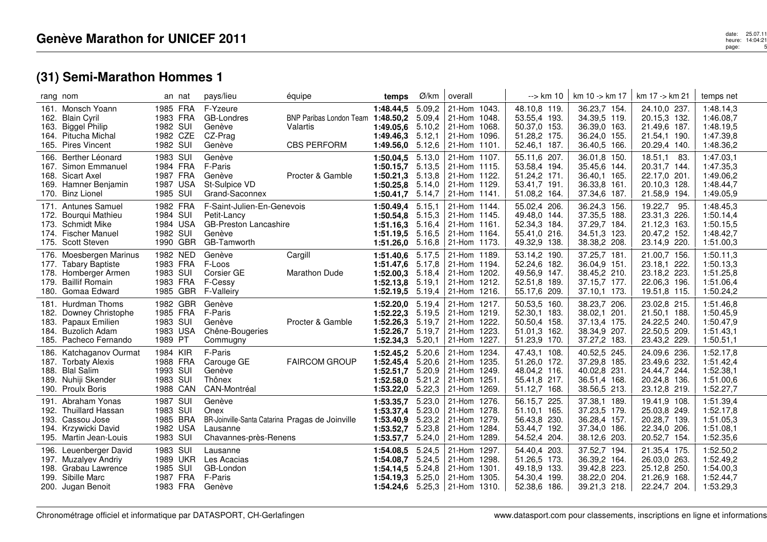## Genève Marathon for UNICEF 2011

## (31) Semi-Marathon Hommes 1

| rang | nom | an | nat | pays/lieu | équipe | temps | Ø/km | overall | --> km 10 | km 10 -> km 17 | km 17 -> km 21 | temps net |
|---|---|---|---|---|---|---|---|---|---|---|---|---|
| 161. | Monsch Yoann | 1985 | FRA | F-Yzeure | | **1:48.44,5** | 5.09,2 | 21-Hom 1043. | 48.10,8 119. | 36.23,7 154. | 24.10,0 237. | 1:48.14,3 |
| 162. | Blain Cyril | 1983 | FRA | GB-Londres | BNP Paribas London Team | **1:48.50,2** | 5.09,4 | 21-Hom 1048. | 53.55,4 193. | 34.39,5 119. | 20.15,3 132. | 1:46.08,7 |
| 163. | Biggel Philip | 1982 | SUI | Genève | Valartis | **1:49.05,6** | 5.10,2 | 21-Hom 1068. | 50.37,0 153. | 36.39,0 163. | 21.49,6 187. | 1:48.19,5 |
| 164. | Pitucha Michal | 1982 | CZE | CZ-Prag | | **1:49.46,3** | 5.12,1 | 21-Hom 1096. | 51.28,2 175. | 36.24,0 155. | 21.54,1 190. | 1:47.39,8 |
| 165. | Pires Vincent | 1982 | SUI | Genève | CBS PERFORM | **1:49.56,0** | 5.12,6 | 21-Hom 1101. | 52.46,1 187. | 36.40,5 166. | 20.29,4 140. | 1:48.36,2 |
| 166. | Berther Léonard | 1983 | SUI | Genève | | **1:50.04,5** | 5.13,0 | 21-Hom 1107. | 55.11,6 207. | 36.01,8 150. | 18.51,1 83. | 1:47.03,1 |
| 167. | Simon Emmanuel | 1984 | FRA | F-Paris | | **1:50.15,7** | 5.13,5 | 21-Hom 1115. | 53.58,4 194. | 35.45,6 144. | 20.31,7 144. | 1:47.35,3 |
| 168. | Sicart Axel | 1987 | FRA | Genève | Procter & Gamble | **1:50.21,3** | 5.13,8 | 21-Hom 1122. | 51.24,2 171. | 36.40,1 165. | 22.17,0 201. | 1:49.06,2 |
| 169. | Hamner Benjamin | 1987 | USA | St-Sulpice VD | | **1:50.25,8** | 5.14,0 | 21-Hom 1129. | 53.41,7 191. | 36.33,8 161. | 20.10,3 128. | 1:48.44,7 |
| 170. | Binz Lionel | 1985 | SUI | Grand-Saconnex | | **1:50.41,7** | 5.14,7 | 21-Hom 1141. | 51.08,2 164. | 37.34,6 187. | 21.58,9 194. | 1:49.05,9 |
| 171. | Antunes Samuel | 1982 | FRA | F-Saint-Julien-En-Genevois | | **1:50.49,4** | 5.15,1 | 21-Hom 1144. | 55.02,4 206. | 36.24,3 156. | 19.22,7 95. | 1:48.45,3 |
| 172. | Bourqui Mathieu | 1984 | SUI | Petit-Lancy | | **1:50.54,8** | 5.15,3 | 21-Hom 1145. | 49.48,0 144. | 37.35,5 188. | 23.31,3 226. | 1:50.14,4 |
| 173. | Schmidt Mike | 1984 | USA | GB-Preston Lancashire | | **1:51.16,3** | 5.16,4 | 21-Hom 1161. | 52.34,3 184. | 37.29,7 184. | 21.12,3 163. | 1:50.15,5 |
| 174. | Fischer Manuel | 1982 | SUI | Genève | | **1:51.19,5** | 5.16,5 | 21-Hom 1164. | 55.41,0 216. | 34.51,3 123. | 20.47,2 152. | 1:48.42,7 |
| 175. | Scott Steven | 1990 | GBR | GB-Tamworth | | **1:51.26,0** | 5.16,8 | 21-Hom 1173. | 49.32,9 138. | 38.38,2 208. | 23.14,9 220. | 1:51.00,3 |
| 176. | Moesbergen Marinus | 1982 | NED | Genève | Cargill | **1:51.40,6** | 5.17,5 | 21-Hom 1189. | 53.14,2 190. | 37.25,7 181. | 21.00,7 156. | 1:50.11,3 |
| 177. | Tabary Baptiste | 1983 | FRA | F-Loos | | **1:51.47,6** | 5.17,8 | 21-Hom 1194. | 52.24,6 182. | 36.04,9 151. | 23.18,1 222. | 1:50.13,3 |
| 178. | Homberger Armen | 1983 | SUI | Corsier GE | Marathon Dude | **1:52.00,3** | 5.18,4 | 21-Hom 1202. | 49.56,9 147. | 38.45,2 210. | 23.18,2 223. | 1:51.25,8 |
| 179. | Baillif Romain | 1983 | FRA | F-Cessy | | **1:52.13,8** | 5.19,1 | 21-Hom 1212. | 52.51,8 189. | 37.15,7 177. | 22.06,3 196. | 1:51.06,4 |
| 180. | Gomaa Edward | 1985 | GBR | F-Valleiry | | **1:52.19,5** | 5.19,4 | 21-Hom 1216. | 55.17,6 209. | 37.10,1 173. | 19.51,8 115. | 1:50.24,2 |
| 181. | Hurdman Thoms | 1982 | GBR | Genève | | **1:52.20,0** | 5.19,4 | 21-Hom 1217. | 50.53,5 160. | 38.23,7 206. | 23.02,8 215. | 1:51.46,8 |
| 182. | Downey Christophe | 1985 | FRA | F-Paris | | **1:52.22,3** | 5.19,5 | 21-Hom 1219. | 52.30,1 183. | 38.02,1 201. | 21.50,1 188. | 1:50.45,9 |
| 183. | Papaux Emilien | 1983 | SUI | Genève | Procter & Gamble | **1:52.26,3** | 5.19,7 | 21-Hom 1222. | 50.50,4 158. | 37.13,4 175. | 24.22,5 240. | 1:50.47,9 |
| 184. | Buzolich Adam | 1983 | USA | Chêne-Bougeries | | **1:52.26,7** | 5.19,7 | 21-Hom 1223. | 51.01,3 162. | 38.34,9 207. | 22.50,5 209. | 1:51.43,1 |
| 185. | Pacheco Fernando | 1989 | PT | Commugny | | **1:52.34,3** | 5.20,1 | 21-Hom 1227. | 51.23,9 170. | 37.27,2 183. | 23.43,2 229. | 1:50.51,1 |
| 186. | Katchaganov Ourmat | 1984 | KIR | F-Paris | | **1:52.45,2** | 5.20,6 | 21-Hom 1234. | 47.43,1 108. | 40.52,5 245. | 24.09,6 236. | 1:52.17,8 |
| 187. | Torbaty Alexis | 1988 | FRA | Carouge GE | FAIRCOM GROUP | **1:52.45,4** | 5.20,6 | 21-Hom 1235. | 51.26,0 172. | 37.29,8 185. | 23.49,6 232. | 1:51.42,4 |
| 188. | Blal Salim | 1993 | SUI | Genève | | **1:52.51,7** | 5.20,9 | 21-Hom 1249. | 48.04,2 116. | 40.02,8 231. | 24.44,7 244. | 1:52.38,1 |
| 189. | Nuhiji Skender | 1983 | SUI | Thônex | | **1:52.58,0** | 5.21,2 | 21-Hom 1251. | 55.41,8 217. | 36.51,4 168. | 20.24,8 136. | 1:51.00,6 |
| 190. | Proulx Boris | 1988 | CAN | CAN-Montréal | | **1:53.22,0** | 5.22,3 | 21-Hom 1269. | 51.12,7 168. | 38.56,5 213. | 23.12,8 219. | 1:52.27,7 |
| 191. | Abraham Yonas | 1987 | SUI | Genève | | **1:53.35,7** | 5.23,0 | 21-Hom 1276. | 56.15,7 225. | 37.38,1 189. | 19.41,9 108. | 1:51.39,4 |
| 192. | Thuillard Hassan | 1983 | SUI | Onex | | **1:53.37,4** | 5.23,0 | 21-Hom 1278. | 51.10,1 165. | 37.23,5 179. | 25.03,8 249. | 1:52.17,8 |
| 193. | Cassou Jose | 1985 | BRA | BR-Joinville-Santa Catarina | Pragas de Joinville | **1:53.40,9** | 5.23,2 | 21-Hom 1279. | 56.43,8 230. | 36.28,4 157. | 20.28,7 139. | 1:51.05,3 |
| 194. | Krzywicki David | 1982 | USA | Lausanne | | **1:53.52,7** | 5.23,8 | 21-Hom 1284. | 53.44,7 192. | 37.34,0 186. | 22.34,0 206. | 1:51.08,1 |
| 195. | Martin Jean-Louis | 1983 | SUI | Chavannes-près-Renens | | **1:53.57,7** | 5.24,0 | 21-Hom 1289. | 54.52,4 204. | 38.12,6 203. | 20.52,7 154. | 1:52.35,6 |
| 196. | Leuenberger David | 1983 | SUI | Lausanne | | **1:54.08,5** | 5.24,5 | 21-Hom 1297. | 54.40,4 203. | 37.52,7 194. | 21.35,4 175. | 1:52.50,2 |
| 197. | Muzalyev Andriy | 1989 | UKR | Les Acacias | | **1:54.08,7** | 5.24,5 | 21-Hom 1298. | 51.26,5 173. | 36.39,2 164. | 26.03,0 263. | 1:52.49,2 |
| 198. | Grabau Lawrence | 1985 | SUI | GB-London | | **1:54.14,5** | 5.24,8 | 21-Hom 1301. | 49.18,9 133. | 39.42,8 223. | 25.12,8 250. | 1:54.00,3 |
| 199. | Sibille Marc | 1987 | FRA | F-Paris | | **1:54.19,3** | 5.25,0 | 21-Hom 1305. | 54.30,4 199. | 38.22,0 204. | 21.26,9 168. | 1:52.44,7 |
| 200. | Jugan Benoit | 1983 | FRA | Genève | | **1:54.24,6** | 5.25,3 | 21-Hom 1310. | 52.38,6 186. | 39.21,3 218. | 22.24,7 204. | 1:53.29,3 |

Chronométrage officiel et informatique par DATASPORT, CH-Gerlafingen

www.datasport.com pour classements, inscriptions en ligne et informations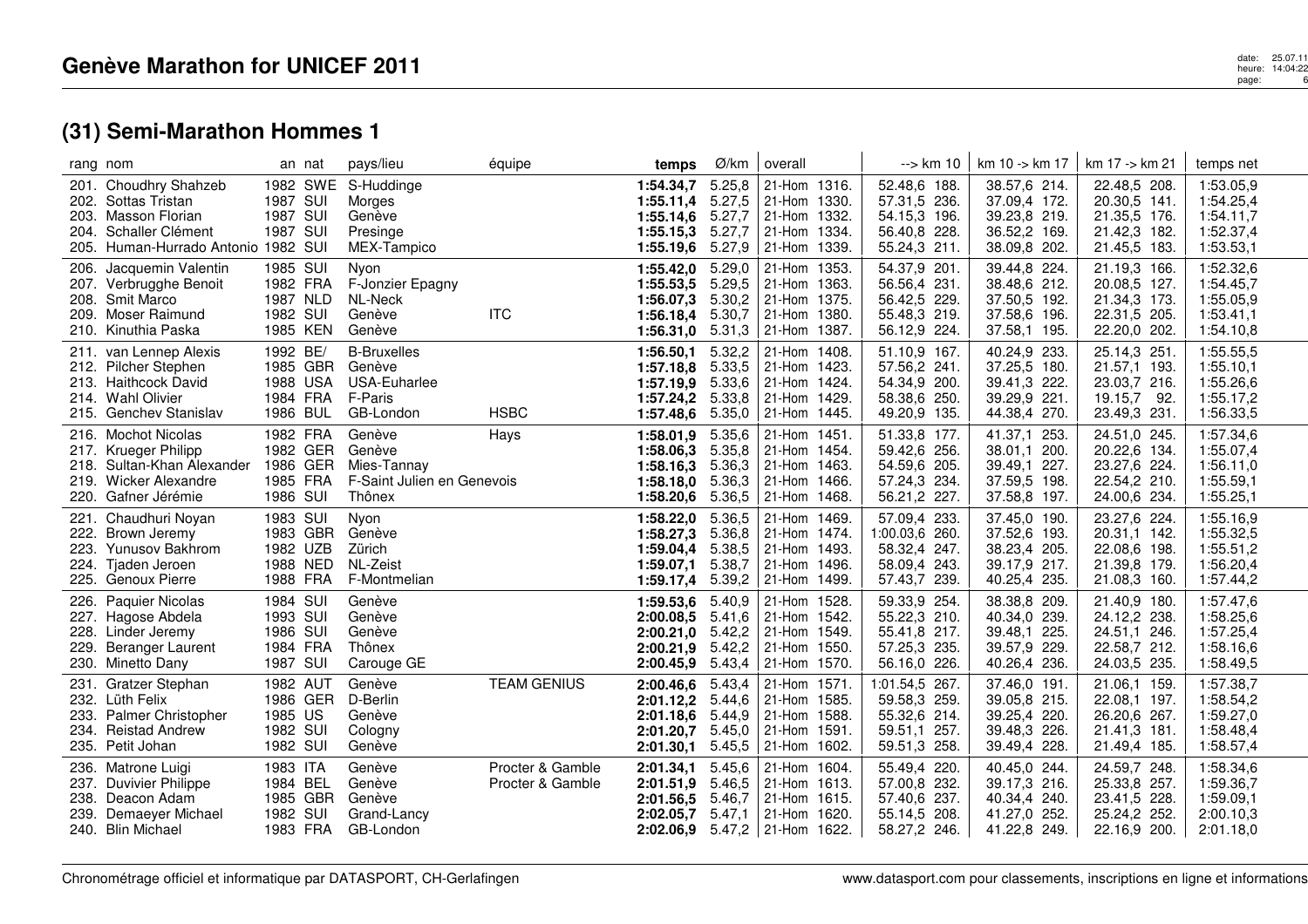# Genève Marathon for UNICEF 2011

## (31) Semi-Marathon Hommes 1

| rang | nom | an | nat | pays/lieu | équipe | temps | Ø/km | overall | | --> km 10 | km 10 -> km 17 | km 17 -> km 21 | temps net |
|---|---|---|---|---|---|---|---|---|---|---|---|---|---|
| 201. | Choudhry Shahzeb | 1982 | SWE | S-Huddinge | | **1:54.34,7** | 5.25,8 | 21-Hom | 1316. | 52.48,6 188. | 38.57,6 214. | 22.48,5 208. | 1:53.05,9 |
| 202. | Sottas Tristan | 1987 | SUI | Morges | | **1:55.11,4** | 5.27,5 | 21-Hom | 1330. | 57.31,5 236. | 37.09,4 172. | 20.30,5 141. | 1:54.25,4 |
| 203. | Masson Florian | 1987 | SUI | Genève | | **1:55.14,6** | 5.27,7 | 21-Hom | 1332. | 54.15,3 196. | 39.23,8 219. | 21.35,5 176. | 1:54.11,7 |
| 204. | Schaller Clément | 1987 | SUI | Presinge | | **1:55.15,3** | 5.27,7 | 21-Hom | 1334. | 56.40,8 228. | 36.52,2 169. | 21.42,3 182. | 1:52.37,4 |
| 205. | Human-Hurrado Antonio | 1982 | SUI | MEX-Tampico | | **1:55.19,6** | 5.27,9 | 21-Hom | 1339. | 55.24,3 211. | 38.09,8 202. | 21.45,5 183. | 1:53.53,1 |
| 206. | Jacquemin Valentin | 1985 | SUI | Nyon | | **1:55.42,0** | 5.29,0 | 21-Hom | 1353. | 54.37,9 201. | 39.44,8 224. | 21.19,3 166. | 1:52.32,6 |
| 207. | Verbrugghe Benoit | 1982 | FRA | F-Jonzier Epagny | | **1:55.53,5** | 5.29,5 | 21-Hom | 1363. | 56.56,4 231. | 38.48,6 212. | 20.08,5 127. | 1:54.45,7 |
| 208. | Smit Marco | 1987 | NLD | NL-Neck | | **1:56.07,3** | 5.30,2 | 21-Hom | 1375. | 56.42,5 229. | 37.50,5 192. | 21.34,3 173. | 1:55.05,9 |
| 209. | Moser Raimund | 1982 | SUI | Genève | ITC | **1:56.18,4** | 5.30,7 | 21-Hom | 1380. | 55.48,3 219. | 37.58,6 196. | 22.31,5 205. | 1:53.41,1 |
| 210. | Kinuthia Paska | 1985 | KEN | Genève | | **1:56.31,0** | 5.31,3 | 21-Hom | 1387. | 56.12,9 224. | 37.58,1 195. | 22.20,0 202. | 1:54.10,8 |
| 211. | van Lennep Alexis | 1992 | BE/ | B-Bruxelles | | **1:56.50,1** | 5.32,2 | 21-Hom | 1408. | 51.10,9 167. | 40.24,9 233. | 25.14,3 251. | 1:55.55,5 |
| 212. | Pilcher Stephen | 1985 | GBR | Genève | | **1:57.18,8** | 5.33,5 | 21-Hom | 1423. | 57.56,2 241. | 37.25,5 180. | 21.57,1 193. | 1:55.10,1 |
| 213. | Haithcock David | 1988 | USA | USA-Euharlee | | **1:57.19,9** | 5.33,6 | 21-Hom | 1424. | 54.34,9 200. | 39.41,3 222. | 23.03,7 216. | 1:55.26,6 |
| 214. | Wahl Olivier | 1984 | FRA | F-Paris | | **1:57.24,2** | 5.33,8 | 21-Hom | 1429. | 58.38,6 250. | 39.29,9 221. | 19.15,7 92. | 1:55.17,2 |
| 215. | Genchev Stanislav | 1986 | BUL | GB-London | HSBC | **1:57.48,6** | 5.35,0 | 21-Hom | 1445. | 49.20,9 135. | 44.38,4 270. | 23.49,3 231. | 1:56.33,5 |
| 216. | Mochot Nicolas | 1982 | FRA | Genève | Hays | **1:58.01,9** | 5.35,6 | 21-Hom | 1451. | 51.33,8 177. | 41.37,1 253. | 24.51,0 245. | 1:57.34,6 |
| 217. | Krueger Philipp | 1982 | GER | Genève | | **1:58.06,3** | 5.35,8 | 21-Hom | 1454. | 59.42,6 256. | 38.01,1 200. | 20.22,6 134. | 1:55.07,4 |
| 218. | Sultan-Khan Alexander | 1986 | GER | Mies-Tannay | | **1:58.16,3** | 5.36,3 | 21-Hom | 1463. | 54.59,6 205. | 39.49,1 227. | 23.27,6 224. | 1:56.11,0 |
| 219. | Wicker Alexandre | 1985 | FRA | F-Saint Julien en Genevois | | **1:58.18,0** | 5.36,3 | 21-Hom | 1466. | 57.24,3 234. | 37.59,5 198. | 22.54,2 210. | 1:55.59,1 |
| 220. | Gafner Jérémie | 1986 | SUI | Thônex | | **1:58.20,6** | 5.36,5 | 21-Hom | 1468. | 56.21,2 227. | 37.58,8 197. | 24.00,6 234. | 1:55.25,1 |
| 221. | Chaudhuri Noyan | 1983 | SUI | Nyon | | **1:58.22,0** | 5.36,5 | 21-Hom | 1469. | 57.09,4 233. | 37.45,0 190. | 23.27,6 224. | 1:55.16,9 |
| 222. | Brown Jeremy | 1983 | GBR | Genève | | **1:58.27,3** | 5.36,8 | 21-Hom | 1474. | 1:00.03,6 260. | 37.52,6 193. | 20.31,1 142. | 1:55.32,5 |
| 223. | Yunusov Bakhrom | 1982 | UZB | Zürich | | **1:59.04,4** | 5.38,5 | 21-Hom | 1493. | 58.32,4 247. | 38.23,4 205. | 22.08,6 198. | 1:55.51,2 |
| 224. | Tjaden Jeroen | 1988 | NED | NL-Zeist | | **1:59.07,1** | 5.38,7 | 21-Hom | 1496. | 58.09,4 243. | 39.17,9 217. | 21.39,8 179. | 1:56.20,4 |
| 225. | Genoux Pierre | 1988 | FRA | F-Montmelian | | **1:59.17,4** | 5.39,2 | 21-Hom | 1499. | 57.43,7 239. | 40.25,4 235. | 21.08,3 160. | 1:57.44,2 |
| 226. | Paquier Nicolas | 1984 | SUI | Genève | | **1:59.53,6** | 5.40,9 | 21-Hom | 1528. | 59.33,9 254. | 38.38,8 209. | 21.40,9 180. | 1:57.47,6 |
| 227. | Hagose Abdela | 1993 | SUI | Genève | | **2:00.08,5** | 5.41,6 | 21-Hom | 1542. | 55.22,3 210. | 40.34,0 239. | 24.12,2 238. | 1:58.25,6 |
| 228. | Linder Jeremy | 1986 | SUI | Genève | | **2:00.21,0** | 5.42,2 | 21-Hom | 1549. | 55.41,8 217. | 39.48,1 225. | 24.51,1 246. | 1:57.25,4 |
| 229. | Beranger Laurent | 1984 | FRA | Thônex | | **2:00.21,9** | 5.42,2 | 21-Hom | 1550. | 57.25,3 235. | 39.57,9 229. | 22.58,7 212. | 1:58.16,6 |
| 230. | Minetto Dany | 1987 | SUI | Carouge GE | | **2:00.45,9** | 5.43,4 | 21-Hom | 1570. | 56.16,0 226. | 40.26,4 236. | 24.03,5 235. | 1:58.49,5 |
| 231. | Gratzer Stephan | 1982 | AUT | Genève | TEAM GENIUS | **2:00.46,6** | 5.43,4 | 21-Hom | 1571. | 1:01.54,5 267. | 37.46,0 191. | 21.06,1 159. | 1:57.38,7 |
| 232. | Lüth Felix | 1986 | GER | D-Berlin | | **2:01.12,2** | 5.44,6 | 21-Hom | 1585. | 59.58,3 259. | 39.05,8 215. | 22.08,1 197. | 1:58.54,2 |
| 233. | Palmer Christopher | 1985 | US | Genève | | **2:01.18,6** | 5.44,9 | 21-Hom | 1588. | 55.32,6 214. | 39.25,4 220. | 26.20,6 267. | 1:59.27,0 |
| 234. | Reistad Andrew | 1982 | SUI | Cologny | | **2:01.20,7** | 5.45,0 | 21-Hom | 1591. | 59.51,1 257. | 39.48,3 226. | 21.41,3 181. | 1:58.48,4 |
| 235. | Petit Johan | 1982 | SUI | Genève | | **2:01.30,1** | 5.45,5 | 21-Hom | 1602. | 59.51,3 258. | 39.49,4 228. | 21.49,4 185. | 1:58.57,4 |
| 236. | Matrone Luigi | 1983 | ITA | Genève | Procter & Gamble | **2:01.34,1** | 5.45,6 | 21-Hom | 1604. | 55.49,4 220. | 40.45,0 244. | 24.59,7 248. | 1:58.34,6 |
| 237. | Duvivier Philippe | 1984 | BEL | Genève | Procter & Gamble | **2:01.51,9** | 5.46,5 | 21-Hom | 1613. | 57.00,8 232. | 39.17,3 216. | 25.33,8 257. | 1:59.36,7 |
| 238. | Deacon Adam | 1985 | GBR | Genève | | **2:01.56,5** | 5.46,7 | 21-Hom | 1615. | 57.40,6 237. | 40.34,4 240. | 23.41,5 228. | 1:59.09,1 |
| 239. | Demaeyer Michael | 1982 | SUI | Grand-Lancy | | **2:02.05,7** | 5.47,1 | 21-Hom | 1620. | 55.14,5 208. | 41.27,0 252. | 25.24,2 252. | 2:00.10,3 |
| 240. | Blin Michael | 1983 | FRA | GB-London | | **2:02.06,9** | 5.47,2 | 21-Hom | 1622. | 58.27,2 246. | 41.22,8 249. | 22.16,9 200. | 2:01.18,0 |

Chronométrage officiel et informatique par DATASPORT, CH-Gerlafingen

www.datasport.com pour classements, inscriptions en ligne et informations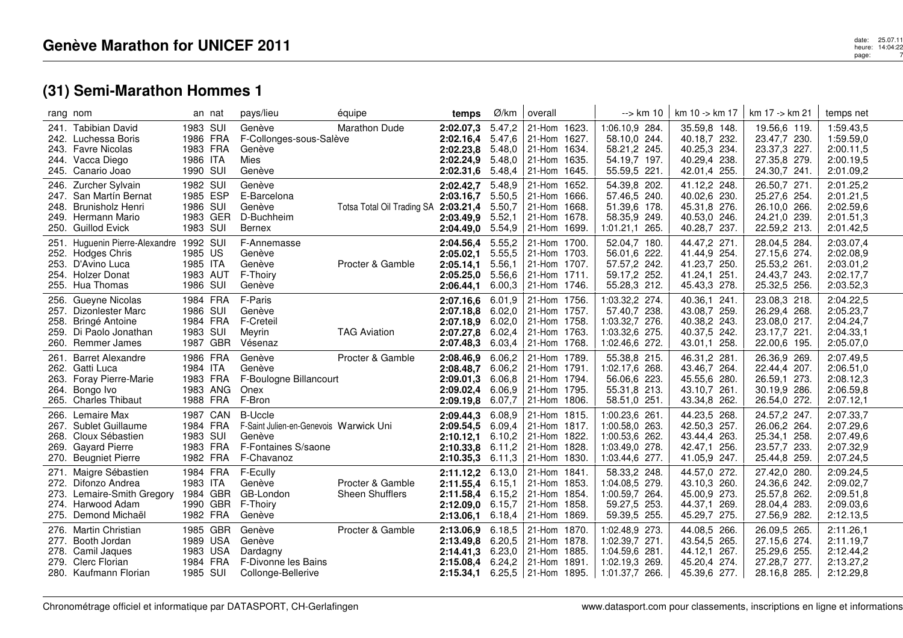## Genève Marathon for UNICEF 2011

## (31) Semi-Marathon Hommes 1

| rang | nom | an | nat | pays/lieu | équipe | temps | Ø/km | overall | --> km 10 | km 10 -> km 17 | km 17 -> km 21 | temps net |
|---|---|---|---|---|---|---|---|---|---|---|---|---|
| 241. | Tabibian David | 1983 | SUI | Genève | Marathon Dude | **2:02.07,3** | 5.47,2 | 21-Hom 1623. | 1:06.10,9 284. | 35.59,8 148. | 19.56,6 119. | 1:59.43,5 |
| 242. | Luchessa Boris | 1986 | FRA | F-Collonges-sous-Salève | | **2:02.16,4** | 5.47,6 | 21-Hom 1627. | 58.10,0 244. | 40.18,7 232. | 23.47,7 230. | 1:59.59,0 |
| 243. | Favre Nicolas | 1983 | FRA | Genève | | **2:02.23,8** | 5.48,0 | 21-Hom 1634. | 58.21,2 245. | 40.25,3 234. | 23.37,3 227. | 2:00.11,5 |
| 244. | Vacca Diego | 1986 | ITA | Mies | | **2:02.24,9** | 5.48,0 | 21-Hom 1635. | 54.19,7 197. | 40.29,4 238. | 27.35,8 279. | 2:00.19,5 |
| 245. | Canario Joao | 1990 | SUI | Genève | | **2:02.31,6** | 5.48,4 | 21-Hom 1645. | 55.59,5 221. | 42.01,4 255. | 24.30,7 241. | 2:01.09,2 |
| 246. | Zurcher Sylvain | 1982 | SUI | Genève | | **2:02.42,7** | 5.48,9 | 21-Hom 1652. | 54.39,8 202. | 41.12,2 248. | 26.50,7 271. | 2:01.25,2 |
| 247. | San Martín Bernat | 1985 | ESP | E-Barcelona | | **2:03.16,7** | 5.50,5 | 21-Hom 1666. | 57.46,5 240. | 40.02,6 230. | 25.27,6 254. | 2:01.21,5 |
| 248. | Brunisholz Henri | 1986 | SUI | Genève | Totsa Total Oil Trading SA | **2:03.21,4** | 5.50,7 | 21-Hom 1668. | 51.39,6 178. | 45.31,8 276. | 26.10,0 266. | 2:02.59,6 |
| 249. | Hermann Mario | 1983 | GER | D-Buchheim | | **2:03.49,9** | 5.52,1 | 21-Hom 1678. | 58.35,9 249. | 40.53,0 246. | 24.21,0 239. | 2:01.51,3 |
| 250. | Guillod Evick | 1983 | SUI | Bernex | | **2:04.49,0** | 5.54,9 | 21-Hom 1699. | 1:01.21,1 265. | 40.28,7 237. | 22.59,2 213. | 2:01.42,5 |
| 251. | Huguenin Pierre-Alexandre | 1992 | SUI | F-Annemasse | | **2:04.56,4** | 5.55,2 | 21-Hom 1700. | 52.04,7 180. | 44.47,2 271. | 28.04,5 284. | 2:03.07,4 |
| 252. | Hodges Chris | 1985 | US | Genève | | **2:05.02,1** | 5.55,5 | 21-Hom 1703. | 56.01,6 222. | 41.44,9 254. | 27.15,6 274. | 2:02.08,9 |
| 253. | D'Avino Luca | 1985 | ITA | Genève | Procter & Gamble | **2:05.14,1** | 5.56,1 | 21-Hom 1707. | 57.57,2 242. | 41.23,7 250. | 25.53,2 261. | 2:03.01,2 |
| 254. | Holzer Donat | 1983 | AUT | F-Thoiry | | **2:05.25,0** | 5.56,6 | 21-Hom 1711. | 59.17,2 252. | 41.24,1 251. | 24.43,7 243. | 2:02.17,7 |
| 255. | Hua Thomas | 1986 | SUI | Genève | | **2:06.44,1** | 6.00,3 | 21-Hom 1746. | 55.28,3 212. | 45.43,3 278. | 25.32,5 256. | 2:03.52,3 |
| 256. | Gueyne Nicolas | 1984 | FRA | F-Paris | | **2:07.16,6** | 6.01,9 | 21-Hom 1756. | 1:03.32,2 274. | 40.36,1 241. | 23.08,3 218. | 2:04.22,5 |
| 257. | Dizonlester Marc | 1986 | SUI | Genève | | **2:07.18,8** | 6.02,0 | 21-Hom 1757. | 57.40,7 238. | 43.08,7 259. | 26.29,4 268. | 2:05.23,7 |
| 258. | Bringé Antoine | 1984 | FRA | F-Creteil | | **2:07.18,9** | 6.02,0 | 21-Hom 1758. | 1:03.32,7 276. | 40.38,2 243. | 23.08,0 217. | 2:04.24,7 |
| 259. | Di Paolo Jonathan | 1983 | SUI | Meyrin | TAG Aviation | **2:07.27,8** | 6.02,4 | 21-Hom 1763. | 1:03.32,6 275. | 40.37,5 242. | 23.17,7 221. | 2:04.33,1 |
| 260. | Remmer James | 1987 | GBR | Vésenaz | | **2:07.48,3** | 6.03,4 | 21-Hom 1768. | 1:02.46,6 272. | 43.01,1 258. | 22.00,6 195. | 2:05.07,0 |
| 261. | Barret Alexandre | 1986 | FRA | Genève | Procter & Gamble | **2:08.46,9** | 6.06,2 | 21-Hom 1789. | 55.38,8 215. | 46.31,2 281. | 26.36,9 269. | 2:07.49,5 |
| 262. | Gatti Luca | 1984 | ITA | Genève | | **2:08.48,7** | 6.06,2 | 21-Hom 1791. | 1:02.17,6 268. | 43.46,7 264. | 22.44,4 207. | 2:06.51,0 |
| 263. | Foray Pierre-Marie | 1983 | FRA | F-Boulogne Billancourt | | **2:09.01,3** | 6.06,8 | 21-Hom 1794. | 56.06,6 223. | 45.55,6 280. | 26.59,1 273. | 2:08.12,3 |
| 264. | Bongo Ivo | 1983 | ANG | Onex | | **2:09.02,4** | 6.06,9 | 21-Hom 1795. | 55.31,8 213. | 43.10,7 261. | 30.19,9 286. | 2:06.59,8 |
| 265. | Charles Thibaut | 1988 | FRA | F-Bron | | **2:09.19,8** | 6.07,7 | 21-Hom 1806. | 58.51,0 251. | 43.34,8 262. | 26.54,0 272. | 2:07.12,1 |
| 266. | Lemaire Max | 1987 | CAN | B-Uccle | | **2:09.44,3** | 6.08,9 | 21-Hom 1815. | 1:00.23,6 261. | 44.23,5 268. | 24.57,2 247. | 2:07.33,7 |
| 267. | Sublet Guillaume | 1984 | FRA | F-Saint Julien-en-Genevois | Warwick Uni | **2:09.54,5** | 6.09,4 | 21-Hom 1817. | 1:00.58,0 263. | 42.50,3 257. | 26.06,2 264. | 2:07.29,6 |
| 268. | Cloux Sébastien | 1983 | SUI | Genève | | **2:10.12,1** | 6.10,2 | 21-Hom 1822. | 1:00.53,6 262. | 43.44,4 263. | 25.34,1 258. | 2:07.49,6 |
| 269. | Gayard Pierre | 1983 | FRA | F-Fontaines S/saone | | **2:10.33,8** | 6.11,2 | 21-Hom 1828. | 1:03.49,0 278. | 42.47,1 256. | 23.57,7 233. | 2:07.32,9 |
| 270. | Beugniet Pierre | 1982 | FRA | F-Chavanoz | | **2:10.35,3** | 6.11,3 | 21-Hom 1830. | 1:03.44,6 277. | 41.05,9 247. | 25.44,8 259. | 2:07.24,5 |
| 271. | Maigre Sébastien | 1984 | FRA | F-Ecully | | **2:11.12,2** | 6.13,0 | 21-Hom 1841. | 58.33,2 248. | 44.57,0 272. | 27.42,0 280. | 2:09.24,5 |
| 272. | Difonzo Andrea | 1983 | ITA | Genève | Procter & Gamble | **2:11.55,4** | 6.15,1 | 21-Hom 1853. | 1:04.08,5 279. | 43.10,3 260. | 24.36,6 242. | 2:09.02,7 |
| 273. | Lemaire-Smith Gregory | 1984 | GBR | GB-London | Sheen Shufflers | **2:11.58,4** | 6.15,2 | 21-Hom 1854. | 1:00.59,7 264. | 45.00,9 273. | 25.57,8 262. | 2:09.51,8 |
| 274. | Harwood Adam | 1990 | GBR | F-Thoiry | | **2:12.09,0** | 6.15,7 | 21-Hom 1858. | 59.27,5 253. | 44.37,1 269. | 28.04,4 283. | 2:09.03,6 |
| 275. | Demond Michaël | 1982 | FRA | Genève | | **2:13.06,1** | 6.18,4 | 21-Hom 1869. | 59.39,5 255. | 45.29,7 275. | 27.56,9 282. | 2:12.13,5 |
| 276. | Martin Christian | 1985 | GBR | Genève | Procter & Gamble | **2:13.06,9** | 6.18,5 | 21-Hom 1870. | 1:02.48,9 273. | 44.08,5 266. | 26.09,5 265. | 2:11.26,1 |
| 277. | Booth Jordan | 1989 | USA | Genève | | **2:13.49,8** | 6.20,5 | 21-Hom 1878. | 1:02.39,7 271. | 43.54,5 265. | 27.15,6 274. | 2:11.19,7 |
| 278. | Camil Jaques | 1983 | USA | Dardagny | | **2:14.41,3** | 6.23,0 | 21-Hom 1885. | 1:04.59,6 281. | 44.12,1 267. | 25.29,6 255. | 2:12.44,2 |
| 279. | Clerc Florian | 1984 | FRA | F-Divonne les Bains | | **2:15.08,4** | 6.24,2 | 21-Hom 1891. | 1:02.19,3 269. | 45.20,4 274. | 27.28,7 277. | 2:13.27,2 |
| 280. | Kaufmann Florian | 1985 | SUI | Collonge-Bellerive | | **2:15.34,1** | 6.25,5 | 21-Hom 1895. | 1:01.37,7 266. | 45.39,6 277. | 28.16,8 285. | 2:12.29,8 |

Chronométrage officiel et informatique par DATASPORT, CH-Gerlafingen

www.datasport.com pour classements, inscriptions en ligne et informations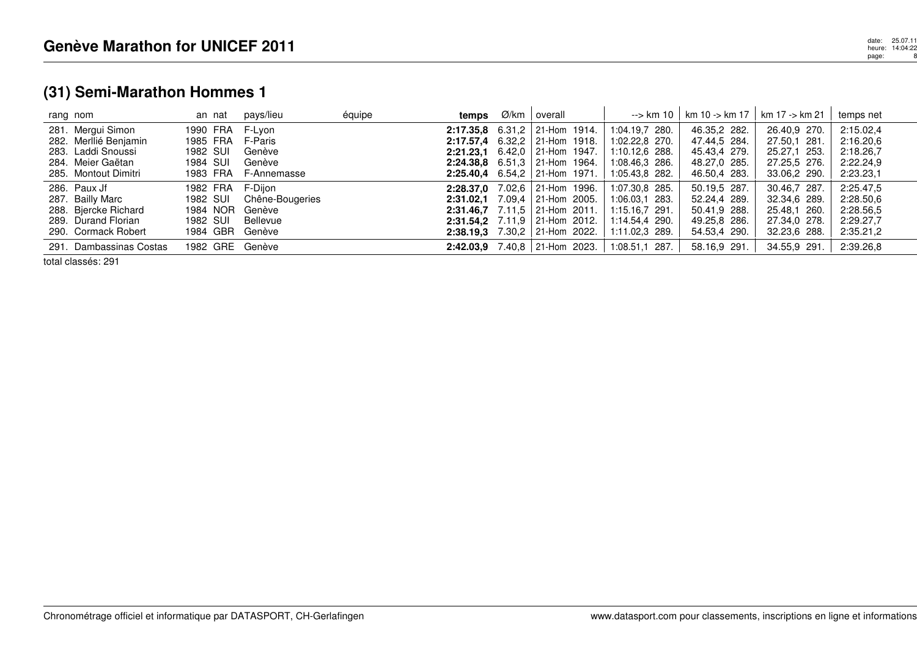## (31) Semi-Marathon Hommes 1

| rang | nom | an | nat | pays/lieu | équipe | temps | Ø/km | overall | --> km 10 | km 10 -> km 17 | km 17 -> km 21 | temps net |
|---|---|---|---|---|---|---|---|---|---|---|---|---|
| 281. | Mergui Simon | 1990 | FRA | F-Lyon | | **2:17.35,8** | 6.31,2 | 21-Hom 1914. | 1:04.19,7 280. | 46.35,2 282. | 26.40,9 270. | 2:15.02,4 |
| 282. | Merllié Benjamin | 1985 | FRA | F-Paris | | **2:17.57,4** | 6.32,2 | 21-Hom 1918. | 1:02.22,8 270. | 47.44,5 284. | 27.50,1 281. | 2:16.20,6 |
| 283. | Laddi Snoussi | 1982 | SUI | Genève | | **2:21.23,1** | 6.42,0 | 21-Hom 1947. | 1:10.12,6 288. | 45.43,4 279. | 25.27,1 253. | 2:18.26,7 |
| 284. | Meier Gaëtan | 1984 | SUI | Genève | | **2:24.38,8** | 6.51,3 | 21-Hom 1964. | 1:08.46,3 286. | 48.27,0 285. | 27.25,5 276. | 2:22.24,9 |
| 285. | Montout Dimitri | 1983 | FRA | F-Annemasse | | **2:25.40,4** | 6.54,2 | 21-Hom 1971. | 1:05.43,8 282. | 46.50,4 283. | 33.06,2 290. | 2:23.23,1 |
| 286. | Paux Jf | 1982 | FRA | F-Dijon | | **2:28.37,0** | 7.02,6 | 21-Hom 1996. | 1:07.30,8 285. | 50.19,5 287. | 30.46,7 287. | 2:25.47,5 |
| 287. | Bailly Marc | 1982 | SUI | Chêne-Bougeries | | **2:31.02,1** | 7.09,4 | 21-Hom 2005. | 1:06.03,1 283. | 52.24,4 289. | 32.34,6 289. | 2:28.50,6 |
| 288. | Bjercke Richard | 1984 | NOR | Genève | | **2:31.46,7** | 7.11,5 | 21-Hom 2011. | 1:15.16,7 291. | 50.41,9 288. | 25.48,1 260. | 2:28.56,5 |
| 289. | Durand Florian | 1982 | SUI | Bellevue | | **2:31.54,2** | 7.11,9 | 21-Hom 2012. | 1:14.54,4 290. | 49.25,8 286. | 27.34,0 278. | 2:29.27,7 |
| 290. | Cormack Robert | 1984 | GBR | Genève | | **2:38.19,3** | 7.30,2 | 21-Hom 2022. | 1:11.02,3 289. | 54.53,4 290. | 32.23,6 288. | 2:35.21,2 |
| 291. | Dambassinas Costas | 1982 | GRE | Genève | | **2:42.03,9** | 7.40,8 | 21-Hom 2023. | 1:08.51,1 287. | 58.16,9 291. | 34.55,9 291. | 2:39.26,8 |

total classés: 291

Chronométrage officiel et informatique par DATASPORT, CH-Gerlafingen

www.datasport.com pour classements, inscriptions en ligne et informations